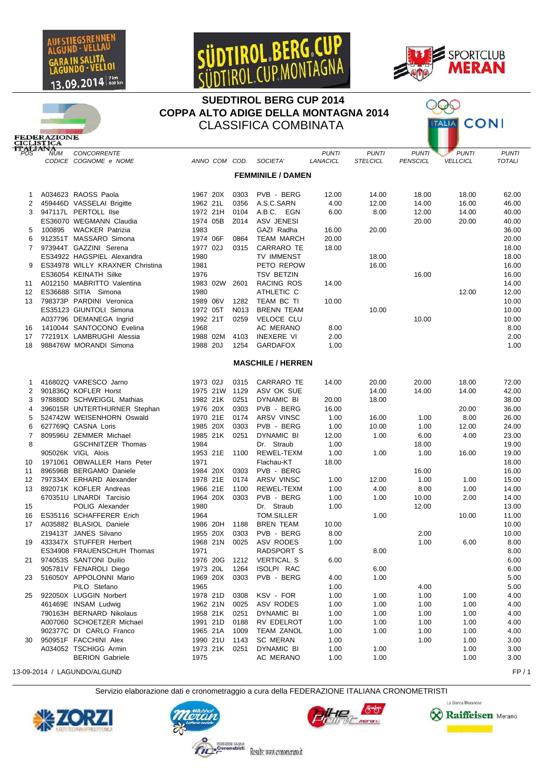# SUEDTIROL BERG CUP 2014
# COPPA ALTO ADIGE DELLA MONTAGNA 2014
## CLASSIFICA COMBINATA

AUFSTIEGSRENNEN ALGUND - VELLAU / GARA IN SALITA LAGUNDO - VELLOI 13.09.2014 7 km 600 hm

SÜDTIROL BERG CUP / SÜDTIROL CUP MONTAGNA

SPORTCLUB MERAN

FEDERAZIONE CICLISTICA ITALIANA

ITALIA CONI

### FEMMINILE / DAMEN

| POS | NUM CODICE | CONCORRENTE COGNOME e NOME | ANNO | COM | COD. | SOCIETA' | PUNTI LANACICL | PUNTI STELCICL | PUNTI PENSCICL | PUNTI VELLCICL | PUNTI TOTALI |
|---|---|---|---|---|---|---|---|---|---|---|---|
| 1 | A034623 | RAOSS Paola | 1967 | 20X | 0303 | PVB - BERG | 12.00 | 14.00 | 18.00 | 18.00 | 62.00 |
| 2 | 459446D | VASSELAI Brigitte | 1962 | 21L | 0356 | A.S.C.SARN | 4.00 | 12.00 | 14.00 | 16.00 | 46.00 |
| 3 | 947117L | PERTOLL Ilse | 1972 | 21H | 0104 | A.B.C. EGN | 6.00 | 8.00 | 12.00 | 14.00 | 40.00 |
| | ES36070 | WEGMANN Claudia | 1974 | 05B | Z014 | ASV JENESI | | | 20.00 | 20.00 | 40.00 |
| 5 | 100895 | WACKER Patrizia | 1983 | | | GAZI Radha | 16.00 | 20.00 | | | 36.00 |
| 6 | 912351T | MASSARO Simona | 1974 | 06F | 0864 | TEAM MARCH | 20.00 | | | | 20.00 |
| 7 | 973944T | GAZZINI Serena | 1977 | 02J | 0315 | CARRARO TE | 18.00 | | | | 18.00 |
| | ES34922 | HAGSPIEL Alexandra | 1980 | | | TV IMMENST | | 18.00 | | | 18.00 |
| 9 | ES34978 | WILLY KRAXNER Christina | 1981 | | | PETO REPOW | | 16.00 | | | 16.00 |
| | ES36054 | KEINATH Silke | 1976 | | | TSV BETZIN | | | 16.00 | | 16.00 |
| 11 | A012150 | MABRITTO Valentina | 1983 | 02W | 2601 | RACING ROS | 14.00 | | | | 14.00 |
| 12 | ES36688 | SITIA Simona | 1980 | | | ATHLETIC C | | | | 12.00 | 12.00 |
| 13 | 798373P | PARDINI Veronica | 1989 | 06V | 1282 | TEAM BC TI | 10.00 | | | | 10.00 |
| | ES35123 | GIUNTOLI Simona | 1972 | 05T | N013 | BRENN TEAM | | 10.00 | | | 10.00 |
| | A037796 | DEMANEGA Ingrid | 1992 | 21T | 0259 | VELOCE CLU | | | 10.00 | | 10.00 |
| 16 | 1410044 | SANTOCONO Evelina | 1968 | | | AC MERANO | 8.00 | | | | 8.00 |
| 17 | 772191X | LAMBRUGHI Alessia | 1988 | 02M | 4103 | INEXERE VI | 2.00 | | | | 2.00 |
| 18 | 988476W | MORANDI Simona | 1988 | 20J | 1254 | GARDAFOX | 1.00 | | | | 1.00 |

### MASCHILE / HERREN

| POS | NUM CODICE | CONCORRENTE COGNOME e NOME | ANNO | COM | COD. | SOCIETA' | PUNTI LANACICL | PUNTI STELCICL | PUNTI PENSCICL | PUNTI VELLCICL | PUNTI TOTALI |
|---|---|---|---|---|---|---|---|---|---|---|---|
| 1 | 416802Q | VARESCO Jarno | 1973 | 02J | 0315 | CARRARO TE | 14.00 | 20.00 | 20.00 | 18.00 | 72.00 |
| 2 | 901836Q | KOFLER Horst | 1975 | 21W | 1129 | ASV OK SUE | | 14.00 | 14.00 | 14.00 | 42.00 |
| 3 | 978880D | SCHWEIGGL Mathias | 1982 | 21K | 0251 | DYNAMIC BI | 20.00 | 18.00 | | | 38.00 |
| 4 | 396015R | UNTERTHURNER Stephan | 1976 | 20X | 0303 | PVB - BERG | 16.00 | | | 20.00 | 36.00 |
| 5 | 524742W | WEISENHORN Oswald | 1970 | 21E | 0174 | ARSV VINSC | 1.00 | 16.00 | 1.00 | 8.00 | 26.00 |
| 6 | 627769Q | CASNA Loris | 1985 | 20X | 0303 | PVB - BERG | 1.00 | 10.00 | 1.00 | 12.00 | 24.00 |
| 7 | 809596U | ZEMMER Michael | 1985 | 21K | 0251 | DYNAMIC BI | 12.00 | 1.00 | 6.00 | 4.00 | 23.00 |
| 8 | | GSCHNITZER Thomas | 1984 | | | Dr. Straub | 1.00 | | 18.00 | | 19.00 |
| | 905026K | VIGL Alois | 1953 | 21E | 1100 | REWEL-TEXM | 1.00 | 1.00 | 1.00 | 16.00 | 19.00 |
| 10 | 1971061 | OBWALLER Hans Peter | 1971 | | | Flachau-KT | 18.00 | | | | 18.00 |
| 11 | 896596B | BERGAMO Daniele | 1984 | 20X | 0303 | PVB - BERG | | | 16.00 | | 16.00 |
| 12 | 797334X | ERHARD Alexander | 1978 | 21E | 0174 | ARSV VINSC | 1.00 | 12.00 | 1.00 | 1.00 | 15.00 |
| 13 | 892071K | KOFLER Andreas | 1966 | 21E | 1100 | REWEL-TEXM | 1.00 | 4.00 | 8.00 | 1.00 | 14.00 |
| | 670351U | LINARDI Tarcisio | 1964 | 20X | 0303 | PVB - BERG | 1.00 | 1.00 | 10.00 | 2.00 | 14.00 |
| 15 | | POLIG Alexander | 1980 | | | Dr. Straub | 1.00 | | 12.00 | | 13.00 |
| 16 | ES35116 | SCHAFFERER Erich | 1964 | | | TOM.SILLER | | 1.00 | | 10.00 | 11.00 |
| 17 | A035882 | BLASIOL Daniele | 1986 | 20H | 1188 | BREN TEAM | 10.00 | | | | 10.00 |
| | 219413T | JANES Silvano | 1955 | 20X | 0303 | PVB - BERG | 8.00 | | 2.00 | | 10.00 |
| 19 | 433347X | STUFFER Herbert | 1968 | 21N | 0025 | ASV RODES | 1.00 | | 1.00 | 6.00 | 8.00 |
| | ES34908 | FRAUENSCHUH Thomas | 1971 | | | RADSPORT S | | 8.00 | | | 8.00 |
| 21 | 974053S | SANTONI Duilio | 1976 | 20G | 1212 | VERTICAL S | 6.00 | | | | 6.00 |
| | 905781V | FENAROLI Diego | 1973 | 20L | 1264 | ISOLPI RAC | | 6.00 | | | 6.00 |
| 23 | 516050Y | APPOLONNI Mario | 1969 | 20X | 0303 | PVB - BERG | 4.00 | 1.00 | | | 5.00 |
| | | PILO Stefano | 1965 | | | | 1.00 | | 4.00 | | 5.00 |
| 25 | 922050X | LUGGIN Norbert | 1978 | 21D | 0308 | KSV - FOR | 1.00 | 1.00 | 1.00 | 1.00 | 4.00 |
| | 461469E | INSAM Ludwig | 1962 | 21N | 0025 | ASV RODES | 1.00 | 1.00 | 1.00 | 1.00 | 4.00 |
| | 790163H | BERNARD Nikolaus | 1958 | 21K | 0251 | DYNAMIC BI | 1.00 | 1.00 | 1.00 | 1.00 | 4.00 |
| | A007060 | SCHOETZER Michael | 1991 | 21D | 0188 | RV EDELROT | 1.00 | 1.00 | 1.00 | 1.00 | 4.00 |
| | 902377C | DI CARLO Franco | 1965 | 21A | 1009 | TEAM ZANOL | 1.00 | 1.00 | 1.00 | 1.00 | 4.00 |
| 30 | 950951F | FACCHINI Alex | 1990 | 21U | 1143 | SC MERAN | 1.00 | | 1.00 | 1.00 | 3.00 |
| | A034052 | TSCHIGG Armin | 1973 | 21K | 0251 | DYNAMIC BI | 1.00 | 1.00 | | 1.00 | 3.00 |
| | | BERION Gabriele | 1975 | | | AC MERANO | 1.00 | 1.00 | | 1.00 | 3.00 |

13-09-2014 / LAGUNDO/ALGUND

Servizio elaborazione dati e cronometraggio a cura della FEDERAZIONE ITALIANA CRONOMETRISTI

Results: www.cronomerano.it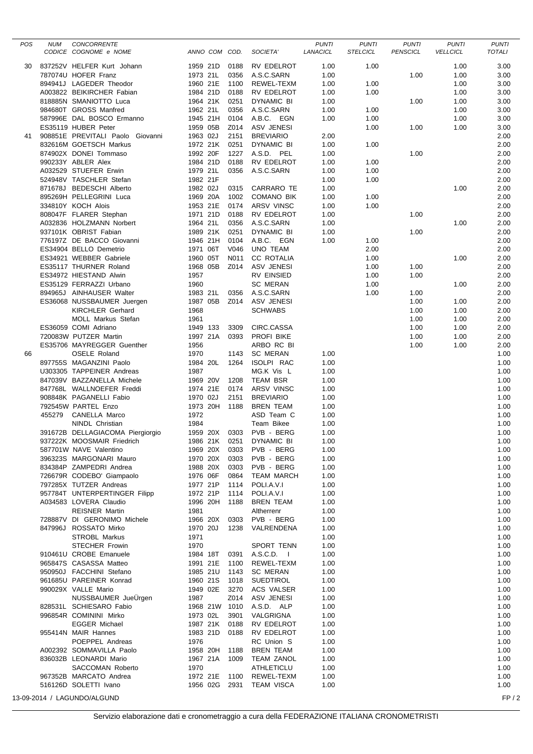| POS | NUM CODICE | CONCORRENTE COGNOME e NOME | ANNO | COM | COD. | SOCIETA' | PUNTI LANACICL | PUNTI STELCICL | PUNTI PENSCICL | PUNTI VELLCICL | PUNTI TOTALI |
|---|---|---|---|---|---|---|---|---|---|---|---|
| 30 | 837252V | HELFER Kurt Johann | 1959 | 21D | 0188 | RV EDELROT | 1.00 | 1.00 | | 1.00 | 3.00 |
| | 787074U | HOFER Franz | 1973 | 21L | 0356 | A.S.C.SARN | 1.00 | | 1.00 | 1.00 | 3.00 |
| | 894941J | LAGEDER Theodor | 1960 | 21E | 1100 | REWEL-TEXM | 1.00 | 1.00 | | 1.00 | 3.00 |
| | A003822 | BEIKIRCHER Fabian | 1984 | 21D | 0188 | RV EDELROT | 1.00 | 1.00 | | 1.00 | 3.00 |
| | 818885N | SMANIOTTO Luca | 1964 | 21K | 0251 | DYNAMIC BI | 1.00 | | 1.00 | 1.00 | 3.00 |
| | 984680T | GROSS Manfred | 1962 | 21L | 0356 | A.S.C.SARN | 1.00 | 1.00 | | 1.00 | 3.00 |
| | 587996E | DAL BOSCO Ermanno | 1945 | 21H | 0104 | A.B.C. EGN | 1.00 | 1.00 | | 1.00 | 3.00 |
| | ES35119 | HUBER Peter | 1959 | 05B | Z014 | ASV JENESI | | 1.00 | 1.00 | 1.00 | 3.00 |
| 41 | 908851E | PREVITALI Paolo Giovanni | 1963 | 02J | 2151 | BREVIARIO | 2.00 | | | | 2.00 |
| | 832616M | GOETSCH Markus | 1972 | 21K | 0251 | DYNAMIC BI | 1.00 | 1.00 | | | 2.00 |
| | 874902X | DONEI Tommaso | 1992 | 20F | 1227 | A.S.D. PEL | 1.00 | | 1.00 | | 2.00 |
| | 990233Y | ABLER Alex | 1984 | 21D | 0188 | RV EDELROT | 1.00 | 1.00 | | | 2.00 |
| | A032529 | STUEFER Erwin | 1979 | 21L | 0356 | A.S.C.SARN | 1.00 | 1.00 | | | 2.00 |
| | 524948V | TASCHLER Stefan | 1982 | 21F | | | 1.00 | 1.00 | | | 2.00 |
| | 871678J | BEDESCHI Alberto | 1982 | 02J | 0315 | CARRARO TE | 1.00 | | | 1.00 | 2.00 |
| | 895269H | PELLEGRINI Luca | 1969 | 20A | 1002 | COMANO BIK | 1.00 | 1.00 | | | 2.00 |
| | 334810Y | KOCH Alois | 1953 | 21E | 0174 | ARSV VINSC | 1.00 | 1.00 | | | 2.00 |
| | 808047F | FLARER Stephan | 1971 | 21D | 0188 | RV EDELROT | 1.00 | | 1.00 | | 2.00 |
| | A032836 | HOLZMANN Norbert | 1964 | 21L | 0356 | A.S.C.SARN | 1.00 | | | 1.00 | 2.00 |
| | 937101K | OBRIST Fabian | 1989 | 21K | 0251 | DYNAMIC BI | 1.00 | | 1.00 | | 2.00 |
| | 776197Z | DE BACCO Giovanni | 1946 | 21H | 0104 | A.B.C. EGN | 1.00 | 1.00 | | | 2.00 |
| | ES34904 | BELLO Demetrio | 1971 | 06T | V046 | UNO TEAM | | 2.00 | | | 2.00 |
| | ES34921 | WEBBER Gabriele | 1960 | 05T | N011 | CC ROTALIA | | 1.00 | | 1.00 | 2.00 |
| | ES35117 | THURNER Roland | 1968 | 05B | Z014 | ASV JENESI | | 1.00 | 1.00 | | 2.00 |
| | ES34972 | HIESTAND Alwin | 1957 | | | RV EINSIED | | 1.00 | 1.00 | | 2.00 |
| | ES35129 | FERRAZZI Urbano | 1960 | | | SC MERAN | | 1.00 | | 1.00 | 2.00 |
| | 894965J | AINHAUSER Walter | 1983 | 21L | 0356 | A.S.C.SARN | | 1.00 | 1.00 | | 2.00 |
| | ES36068 | NUSSBAUMER Juergen | 1987 | 05B | Z014 | ASV JENESI | | | 1.00 | 1.00 | 2.00 |
| | | KIRCHLER Gerhard | 1968 | | | SCHWABS | | | 1.00 | 1.00 | 2.00 |
| | | MOLL Markus Stefan | 1961 | | | | | | 1.00 | 1.00 | 2.00 |
| | ES36059 | COMI Adriano | 1949 | 133 | 3309 | CIRC.CASSA | | | 1.00 | 1.00 | 2.00 |
| | 720083W | PUTZER Martin | 1997 | 21A | 0393 | PROFI BIKE | | | 1.00 | 1.00 | 2.00 |
| | ES35706 | MAYREGGER Guenther | 1956 | | | ARBO RC BI | | | 1.00 | 1.00 | 2.00 |
| 66 | | OSELE Roland | 1970 | | 1143 | SC MERAN | 1.00 | | | | 1.00 |
| | 897755S | MAGANZINI Paolo | 1984 | 20L | 1264 | ISOLPI RAC | 1.00 | | | | 1.00 |
| | U303305 | TAPPEINER Andreas | 1987 | | | MG.K Vis L | 1.00 | | | | 1.00 |
| | 847039V | BAZZANELLA Michele | 1969 | 20V | 1208 | TEAM BSR | 1.00 | | | | 1.00 |
| | 847768L | WALLNOEFER Freddi | 1974 | 21E | 0174 | ARSV VINSC | 1.00 | | | | 1.00 |
| | 908848K | PAGANELLI Fabio | 1970 | 02J | 2151 | BREVIARIO | 1.00 | | | | 1.00 |
| | 792545W | PARTEL Enzo | 1973 | 20H | 1188 | BREN TEAM | 1.00 | | | | 1.00 |
| | 455279 | CANELLA Marco | 1972 | | | ASD Team C | 1.00 | | | | 1.00 |
| | | NINDL Christian | 1984 | | | Team Bikee | 1.00 | | | | 1.00 |
| | 391672B | DELLAGIACOMA Piergiorgio | 1959 | 20X | 0303 | PVB - BERG | 1.00 | | | | 1.00 |
| | 937222K | MOOSMAIR Friedrich | 1986 | 21K | 0251 | DYNAMIC BI | 1.00 | | | | 1.00 |
| | 587701W | NAVE Valentino | 1969 | 20X | 0303 | PVB - BERG | 1.00 | | | | 1.00 |
| | 396323S | MARGONARI Mauro | 1970 | 20X | 0303 | PVB - BERG | 1.00 | | | | 1.00 |
| | 834384P | ZAMPEDRI Andrea | 1988 | 20X | 0303 | PVB - BERG | 1.00 | | | | 1.00 |
| | 726679R | CODEBO' Giampaolo | 1976 | 06F | 0864 | TEAM MARCH | 1.00 | | | | 1.00 |
| | 797285X | TUTZER Andreas | 1977 | 21P | 1114 | POLI.A.V.I | 1.00 | | | | 1.00 |
| | 957784T | UNTERPERTINGER Filipp | 1972 | 21P | 1114 | POLI.A.V.I | 1.00 | | | | 1.00 |
| | A034583 | LOVERA Claudio | 1996 | 20H | 1188 | BREN TEAM | 1.00 | | | | 1.00 |
| | | REISNER Martin | 1981 | | | Altherrenr | 1.00 | | | | 1.00 |
| | 728887V | DI GERONIMO Michele | 1966 | 20X | 0303 | PVB - BERG | 1.00 | | | | 1.00 |
| | 847996J | ROSSATO Mirko | 1970 | 20J | 1238 | VALRENDENA | 1.00 | | | | 1.00 |
| | | STROBL Markus | 1971 | | | | 1.00 | | | | 1.00 |
| | | STECHER Frowin | 1970 | | | SPORT TENN | 1.00 | | | | 1.00 |
| | 910461U | CROBE Emanuele | 1984 | 18T | 0391 | A.S.C.D. I | 1.00 | | | | 1.00 |
| | 965847S | CASASSA Matteo | 1991 | 21E | 1100 | REWEL-TEXM | 1.00 | | | | 1.00 |
| | 950950J | FACCHINI Stefano | 1985 | 21U | 1143 | SC MERAN | 1.00 | | | | 1.00 |
| | 961685U | PAREINER Konrad | 1960 | 21S | 1018 | SUEDTIROL | 1.00 | | | | 1.00 |
| | 990029X | VALLE Mario | 1949 | 02E | 3270 | ACS VALSER | 1.00 | | | | 1.00 |
| | | NUSSBAUMER JueÜrgen | 1987 | | Z014 | ASV JENESI | 1.00 | | | | 1.00 |
| | 828531L | SCHIESARO Fabio | 1968 | 21W | 1010 | A.S.D. ALP | 1.00 | | | | 1.00 |
| | 996854R | COMININI Mirko | 1973 | 02L | 3901 | VALGRIGNA | 1.00 | | | | 1.00 |
| | | EGGER Michael | 1987 | 21K | 0188 | RV EDELROT | 1.00 | | | | 1.00 |
| | 955414N | MAIR Hannes | 1983 | 21D | 0188 | RV EDELROT | 1.00 | | | | 1.00 |
| | | POEPPEL Andreas | 1976 | | | RC Union S | 1.00 | | | | 1.00 |
| | A002392 | SOMMAVILLA Paolo | 1958 | 20H | 1188 | BREN TEAM | 1.00 | | | | 1.00 |
| | 836032B | LEONARDI Mario | 1967 | 21A | 1009 | TEAM ZANOL | 1.00 | | | | 1.00 |
| | | SACCOMAN Roberto | 1970 | | | ATHLETICLU | 1.00 | | | | 1.00 |
| | 967352B | MARCATO Andrea | 1972 | 21E | 1100 | REWEL-TEXM | 1.00 | | | | 1.00 |
| | 516126D | SOLETTI Ivano | 1956 | 02G | 2931 | TEAM VISCA | 1.00 | | | | 1.00 |

13-09-2014 / LAGUNDO/ALGUND

Servizio elaborazione dati e cronometraggio a cura della FEDERAZIONE ITALIANA CRONOMETRISTI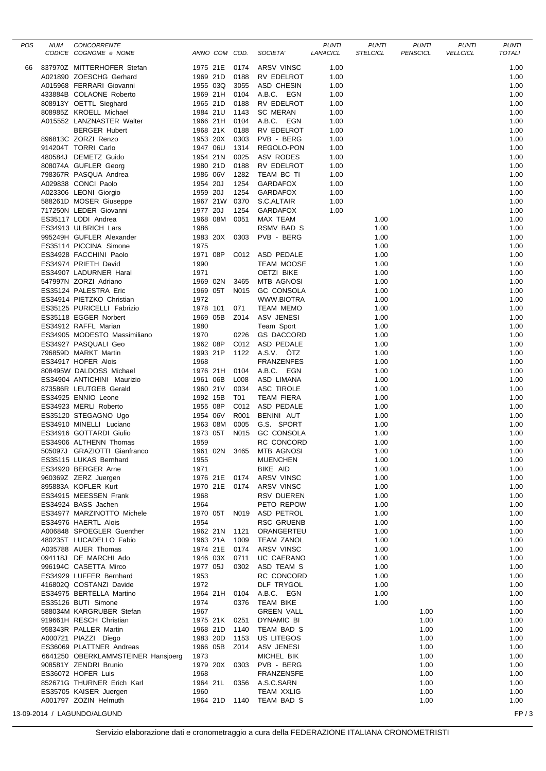| POS | NUM CODICE | CONCORRENTE COGNOME e NOME | ANNO | COM | COD. | SOCIETA' | PUNTI LANACICL | PUNTI STELCICL | PUNTI PENSCICL | PUNTI VELLCICL | PUNTI TOTALI |
|---|---|---|---|---|---|---|---|---|---|---|---|
| 66 | 837970Z | MITTERHOFER Stefan | 1975 | 21E | 0174 | ARSV VINSC | 1.00 | | | | 1.00 |
| | A021890 | ZOESCHG Gerhard | 1969 | 21D | 0188 | RV EDELROT | 1.00 | | | | 1.00 |
| | A015968 | FERRARI Giovanni | 1955 | 03Q | 3055 | ASD CHESIN | 1.00 | | | | 1.00 |
| | 433884B | COLAONE Roberto | 1969 | 21H | 0104 | A.B.C. EGN | 1.00 | | | | 1.00 |
| | 808913Y | OETTL Sieghard | 1965 | 21D | 0188 | RV EDELROT | 1.00 | | | | 1.00 |
| | 808985Z | KROELL Michael | 1984 | 21U | 1143 | SC MERAN | 1.00 | | | | 1.00 |
| | A015552 | LANZNASTER Walter | 1966 | 21H | 0104 | A.B.C. EGN | 1.00 | | | | 1.00 |
| | | BERGER Hubert | 1968 | 21K | 0188 | RV EDELROT | 1.00 | | | | 1.00 |
| | 896813C | ZORZI Renzo | 1953 | 20X | 0303 | PVB - BERG | 1.00 | | | | 1.00 |
| | 914204T | TORRI Carlo | 1947 | 06U | 1314 | REGOLO-PON | 1.00 | | | | 1.00 |
| | 480584J | DEMETZ Guido | 1954 | 21N | 0025 | ASV RODES | 1.00 | | | | 1.00 |
| | 808074A | GUFLER Georg | 1980 | 21D | 0188 | RV EDELROT | 1.00 | | | | 1.00 |
| | 798367R | PASQUA Andrea | 1986 | 06V | 1282 | TEAM BC TI | 1.00 | | | | 1.00 |
| | A029838 | CONCI Paolo | 1954 | 20J | 1254 | GARDAFOX | 1.00 | | | | 1.00 |
| | A023306 | LEONI Giorgio | 1959 | 20J | 1254 | GARDAFOX | 1.00 | | | | 1.00 |
| | 588261D | MOSER Giuseppe | 1967 | 21W | 0370 | S.C.ALTAIR | 1.00 | | | | 1.00 |
| | 717250N | LEDER Giovanni | 1977 | 20J | 1254 | GARDAFOX | 1.00 | | | | 1.00 |
| | ES35117 | LODI Andrea | 1968 | 08M | 0051 | MAX TEAM | | 1.00 | | | 1.00 |
| | ES34913 | ULBRICH Lars | 1986 | | | RSMV BAD S | | 1.00 | | | 1.00 |
| | 995249H | GUFLER Alexander | 1983 | 20X | 0303 | PVB - BERG | | 1.00 | | | 1.00 |
| | ES35114 | PICCINA Simone | 1975 | | | | | 1.00 | | | 1.00 |
| | ES34928 | FACCHINI Paolo | 1971 | 08P | C012 | ASD PEDALE | | 1.00 | | | 1.00 |
| | ES34974 | PRIETH David | 1990 | | | TEAM MOOSE | | 1.00 | | | 1.00 |
| | ES34907 | LADURNER Haral | 1971 | | | OETZI BIKE | | 1.00 | | | 1.00 |
| | 547997N | ZORZI Adriano | 1969 | 02N | 3465 | MTB AGNOSI | | 1.00 | | | 1.00 |
| | ES35124 | PALESTRA Eric | 1969 | 05T | N015 | GC CONSOLA | | 1.00 | | | 1.00 |
| | ES34914 | PIETZKO Christian | 1972 | | | WWW.BIOTRA | | 1.00 | | | 1.00 |
| | ES35125 | PURICELLI Fabrizio | 1978 | 101 | 071 | TEAM MEMO | | 1.00 | | | 1.00 |
| | ES35118 | EGGER Norbert | 1969 | 05B | Z014 | ASV JENESI | | 1.00 | | | 1.00 |
| | ES34912 | RAFFL Marian | 1980 | | | Team Sport | | 1.00 | | | 1.00 |
| | ES34905 | MODESTO Massimiliano | 1970 | | 0226 | GS DACCORD | | 1.00 | | | 1.00 |
| | ES34927 | PASQUALI Geo | 1962 | 08P | C012 | ASD PEDALE | | 1.00 | | | 1.00 |
| | 796859D | MARKT Martin | 1993 | 21P | 1122 | A.S.V. ÖTZ | | 1.00 | | | 1.00 |
| | ES34917 | HOFER Alois | 1968 | | | FRANZENFES | | 1.00 | | | 1.00 |
| | 808495W | DALDOSS Michael | 1976 | 21H | 0104 | A.B.C. EGN | | 1.00 | | | 1.00 |
| | ES34904 | ANTICHINI Maurizio | 1961 | 06B | L008 | ASD LIMANA | | 1.00 | | | 1.00 |
| | 873586R | LEUTGEB Gerald | 1960 | 21V | 0034 | ASC TIROLE | | 1.00 | | | 1.00 |
| | ES34925 | ENNIO Leone | 1992 | 15B | T01 | TEAM FIERA | | 1.00 | | | 1.00 |
| | ES34923 | MERLI Roberto | 1955 | 08P | C012 | ASD PEDALE | | 1.00 | | | 1.00 |
| | ES35120 | STEGAGNO Ugo | 1954 | 06V | R001 | BENINI AUT | | 1.00 | | | 1.00 |
| | ES34910 | MINELLI Luciano | 1963 | 08M | 0005 | G.S. SPORT | | 1.00 | | | 1.00 |
| | ES34916 | GOTTARDI Giulio | 1973 | 05T | N015 | GC CONSOLA | | 1.00 | | | 1.00 |
| | ES34906 | ALTHENN Thomas | 1959 | | | RC CONCORD | | 1.00 | | | 1.00 |
| | 505097J | GRAZIOTTI Gianfranco | 1961 | 02N | 3465 | MTB AGNOSI | | 1.00 | | | 1.00 |
| | ES35115 | LUKAS Bernhard | 1955 | | | MUENCHEN | | 1.00 | | | 1.00 |
| | ES34920 | BERGER Arne | 1971 | | | BIKE AID | | 1.00 | | | 1.00 |
| | 960369Z | ZERZ Juergen | 1976 | 21E | 0174 | ARSV VINSC | | 1.00 | | | 1.00 |
| | 895883A | KOFLER Kurt | 1970 | 21E | 0174 | ARSV VINSC | | 1.00 | | | 1.00 |
| | ES34915 | MEESSEN Frank | 1968 | | | RSV DUEREN | | 1.00 | | | 1.00 |
| | ES34924 | BASS Jachen | 1964 | | | PETO REPOW | | 1.00 | | | 1.00 |
| | ES34977 | MARZINOTTO Michele | 1970 | 05T | N019 | ASD PETROL | | 1.00 | | | 1.00 |
| | ES34976 | HAERTL Alois | 1954 | | | RSC GRUENB | | 1.00 | | | 1.00 |
| | A006848 | SPOEGLER Guenther | 1962 | 21N | 1121 | ORANGERTEU | | 1.00 | | | 1.00 |
| | 480235T | LUCADELLO Fabio | 1963 | 21A | 1009 | TEAM ZANOL | | 1.00 | | | 1.00 |
| | A035788 | AUER Thomas | 1974 | 21E | 0174 | ARSV VINSC | | 1.00 | | | 1.00 |
| | 094118J | DE MARCHI Ado | 1946 | 03X | 0711 | UC CAERANO | | 1.00 | | | 1.00 |
| | 996194C | CASETTA Mirco | 1977 | 05J | 0302 | ASD TEAM S | | 1.00 | | | 1.00 |
| | ES34929 | LUFFER Bernhard | 1953 | | | RC CONCORD | | 1.00 | | | 1.00 |
| | 416802Q | COSTANZI Davide | 1972 | | | DLF TRYGOL | | 1.00 | | | 1.00 |
| | ES34975 | BERTELLA Martino | 1964 | 21H | 0104 | A.B.C. EGN | | 1.00 | | | 1.00 |
| | ES35126 | BUTI Simone | 1974 | | 0376 | TEAM BIKE | | 1.00 | | | 1.00 |
| | 588034M | KARGRUBER Stefan | 1967 | | | GREEN VALL | | | 1.00 | | 1.00 |
| | 919661H | RESCH Christian | 1975 | 21K | 0251 | DYNAMIC BI | | | 1.00 | | 1.00 |
| | 958343R | PALLER Martin | 1968 | 21D | 1140 | TEAM BAD S | | | 1.00 | | 1.00 |
| | A000721 | PIAZZI Diego | 1983 | 20D | 1153 | US LITEGOS | | | 1.00 | | 1.00 |
| | ES36069 | PLATTNER Andreas | 1966 | 05B | Z014 | ASV JENESI | | | 1.00 | | 1.00 |
| | 6641250 | OBERKLAMMSTEINER Hansjoerg | 1973 | | | MICHEL BIK | | | 1.00 | | 1.00 |
| | 908581Y | ZENDRI Brunio | 1979 | 20X | 0303 | PVB - BERG | | | 1.00 | | 1.00 |
| | ES36072 | HOFER Luis | 1968 | | | FRANZENSFE | | | 1.00 | | 1.00 |
| | 852671G | THURNER Erich Karl | 1964 | 21L | 0356 | A.S.C.SARN | | | 1.00 | | 1.00 |
| | ES35705 | KAISER Juergen | 1960 | | | TEAM XXLIG | | | 1.00 | | 1.00 |
| | A001797 | ZOZIN Helmuth | 1964 | 21D | 1140 | TEAM BAD S | | | 1.00 | | 1.00 |

13-09-2014 / LAGUNDO/ALGUND

Servizio elaborazione dati e cronometraggio a cura della FEDERAZIONE ITALIANA CRONOMETRISTI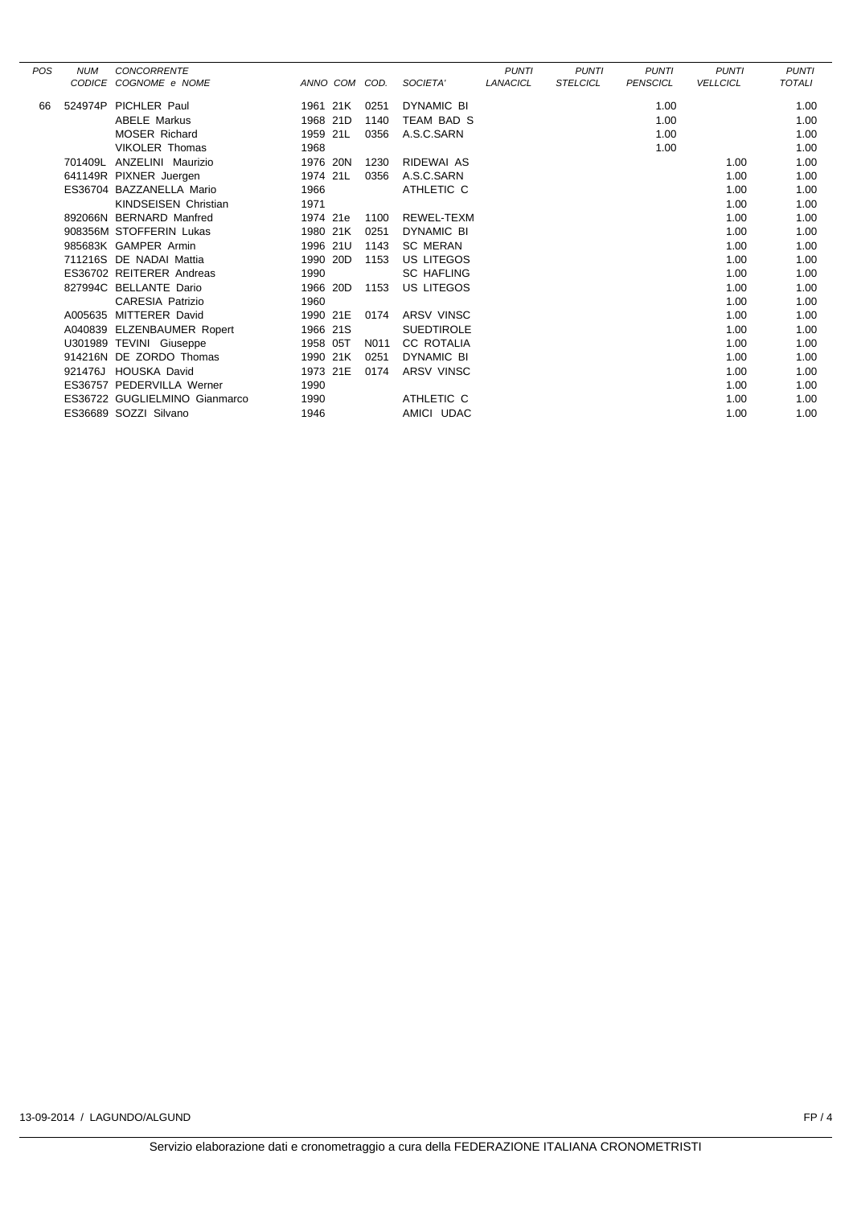| POS | NUM CODICE | CONCORRENTE COGNOME e NOME | ANNO | COM | COD. | SOCIETA' | PUNTI LANACICL | PUNTI STELCICL | PUNTI PENSCICL | PUNTI VELLCICL | PUNTI TOTALI |
|---|---|---|---|---|---|---|---|---|---|---|---|
| 66 | 524974P | PICHLER Paul | 1961 | 21K | 0251 | DYNAMIC BI | | | 1.00 | | 1.00 |
| | | ABELE Markus | 1968 | 21D | 1140 | TEAM BAD S | | | 1.00 | | 1.00 |
| | | MOSER Richard | 1959 | 21L | 0356 | A.S.C.SARN | | | 1.00 | | 1.00 |
| | | VIKOLER Thomas | 1968 | | | | | | 1.00 | | 1.00 |
| | 701409L | ANZELINI Maurizio | 1976 | 20N | 1230 | RIDEWAI AS | | | | 1.00 | 1.00 |
| | 641149R | PIXNER Juergen | 1974 | 21L | 0356 | A.S.C.SARN | | | | 1.00 | 1.00 |
| | ES36704 | BAZZANELLA Mario | 1966 | | | ATHLETIC C | | | | 1.00 | 1.00 |
| | | KINDSEISEN Christian | 1971 | | | | | | | 1.00 | 1.00 |
| | 892066N | BERNARD Manfred | 1974 | 21e | 1100 | REWEL-TEXM | | | | 1.00 | 1.00 |
| | 908356M | STOFFERIN Lukas | 1980 | 21K | 0251 | DYNAMIC BI | | | | 1.00 | 1.00 |
| | 985683K | GAMPER Armin | 1996 | 21U | 1143 | SC MERAN | | | | 1.00 | 1.00 |
| | 711216S | DE NADAI Mattia | 1990 | 20D | 1153 | US LITEGOS | | | | 1.00 | 1.00 |
| | ES36702 | REITERER Andreas | 1990 | | | SC HAFLING | | | | 1.00 | 1.00 |
| | 827994C | BELLANTE Dario | 1966 | 20D | 1153 | US LITEGOS | | | | 1.00 | 1.00 |
| | | CARESIA Patrizio | 1960 | | | | | | | 1.00 | 1.00 |
| | A005635 | MITTERER David | 1990 | 21E | 0174 | ARSV VINSC | | | | 1.00 | 1.00 |
| | A040839 | ELZENBAUMER Ropert | 1966 | 21S | | SUEDTIROLE | | | | 1.00 | 1.00 |
| | U301989 | TEVINI Giuseppe | 1958 | 05T | N011 | CC ROTALIA | | | | 1.00 | 1.00 |
| | 914216N | DE ZORDO Thomas | 1990 | 21K | 0251 | DYNAMIC BI | | | | 1.00 | 1.00 |
| | 921476J | HOUSKA David | 1973 | 21E | 0174 | ARSV VINSC | | | | 1.00 | 1.00 |
| | ES36757 | PEDERVILLA Werner | 1990 | | | | | | | 1.00 | 1.00 |
| | ES36722 | GUGLIELMINO Gianmarco | 1990 | | | ATHLETIC C | | | | 1.00 | 1.00 |
| | ES36689 | SOZZI Silvano | 1946 | | | AMICI UDAC | | | | 1.00 | 1.00 |

13-09-2014 / LAGUNDO/ALGUND

Servizio elaborazione dati e cronometraggio a cura della FEDERAZIONE ITALIANA CRONOMETRISTI